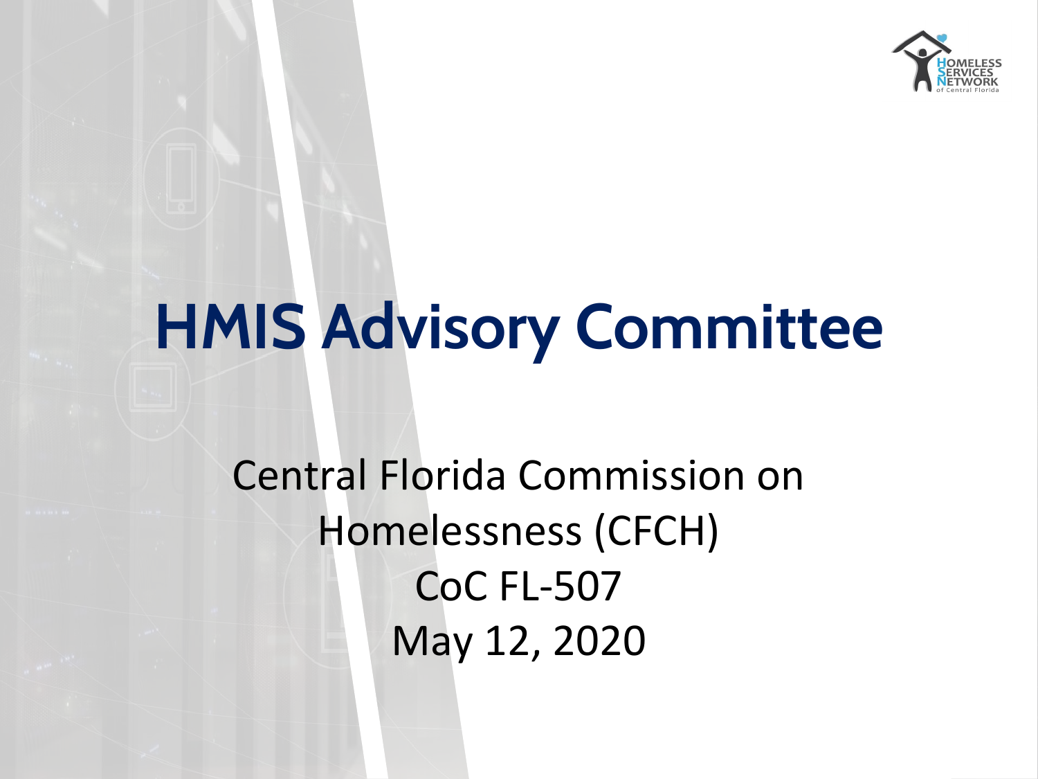# HMIS Advisory Committee

Central Florida Commission on Homelessness (CFCH)
CoC FL-507
May 12, 2020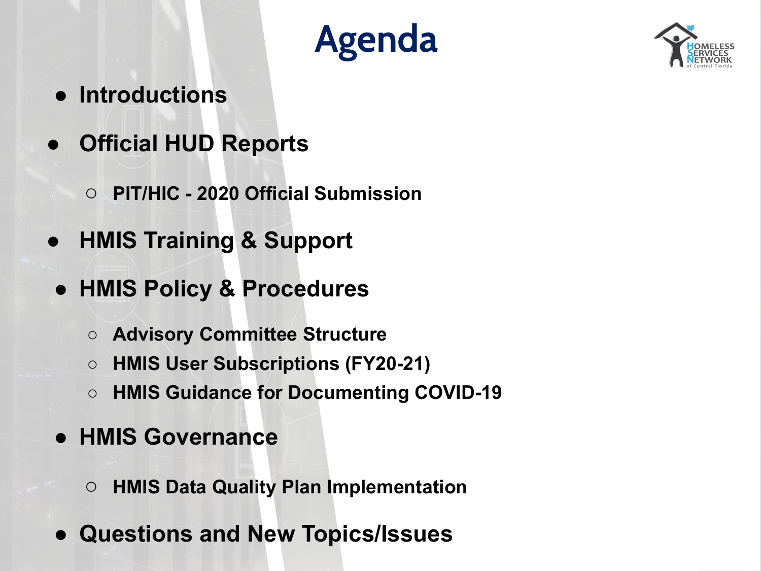# Agenda

- **Introductions**
- **Official HUD Reports**
  - **PIT/HIC - 2020 Official Submission**
- **HMIS Training & Support**
- **HMIS Policy & Procedures**
  - **Advisory Committee Structure**
  - **HMIS User Subscriptions (FY20-21)**
  - **HMIS Guidance for Documenting COVID-19**
- **HMIS Governance**
  - **HMIS Data Quality Plan Implementation**
- **Questions and New Topics/Issues**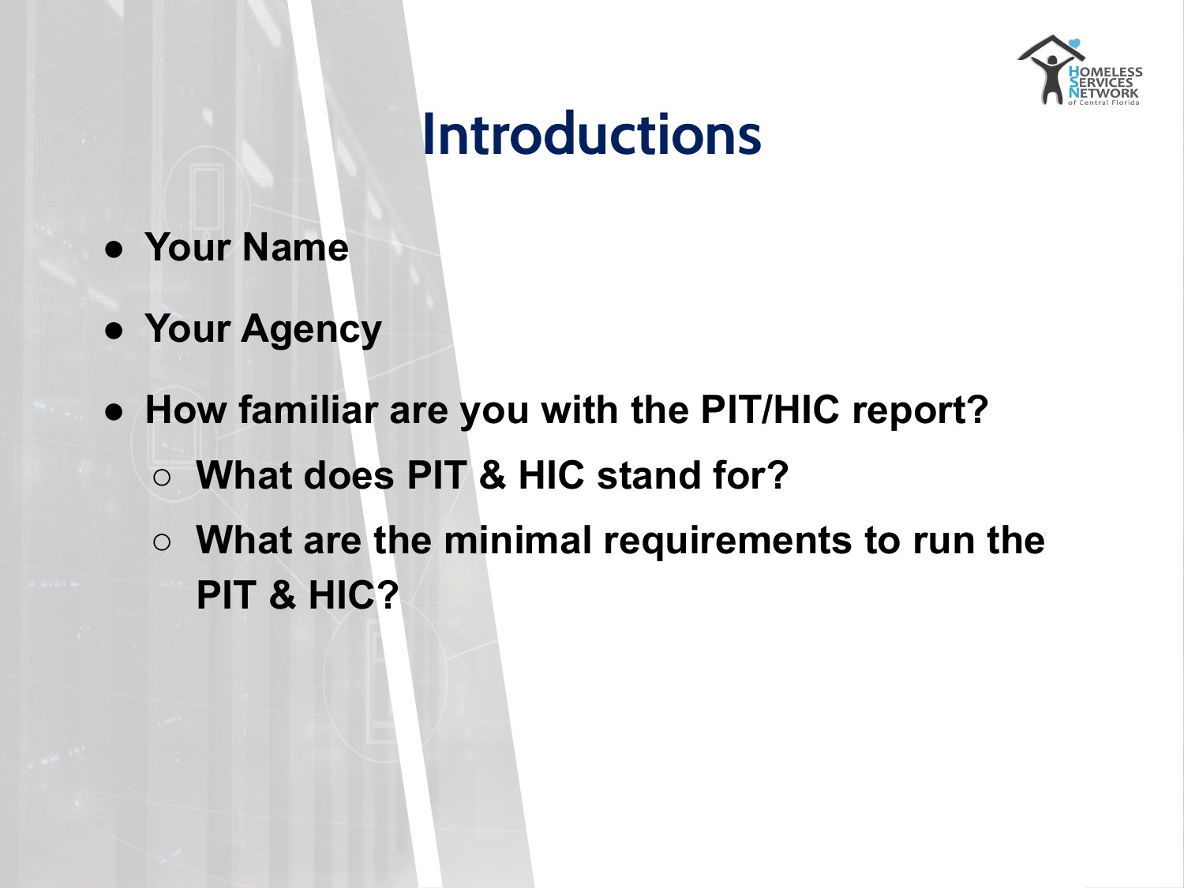# Introductions

- **Your Name**
- **Your Agency**
- **How familiar are you with the PIT/HIC report?**
  - **What does PIT & HIC stand for?**
  - **What are the minimal requirements to run the PIT & HIC?**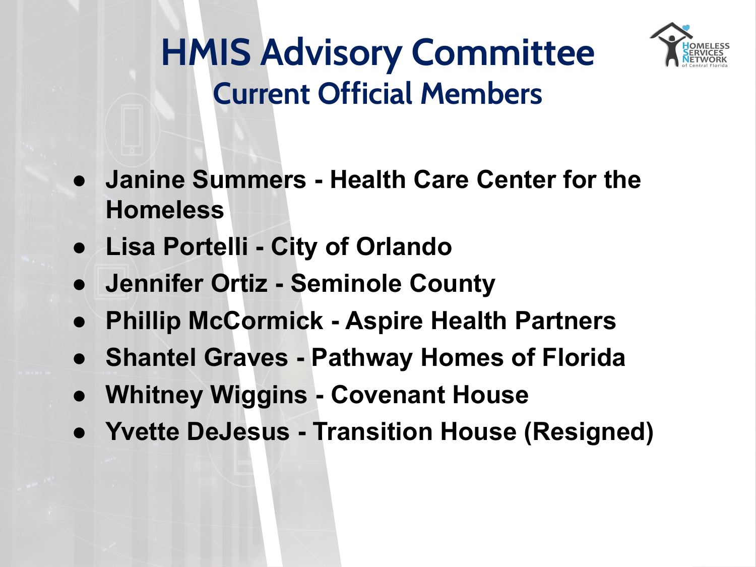# HMIS Advisory Committee

## Current Official Members

- **Janine Summers - Health Care Center for the Homeless**
- **Lisa Portelli - City of Orlando**
- **Jennifer Ortiz - Seminole County**
- **Phillip McCormick - Aspire Health Partners**
- **Shantel Graves - Pathway Homes of Florida**
- **Whitney Wiggins - Covenant House**
- **Yvette DeJesus - Transition House (Resigned)**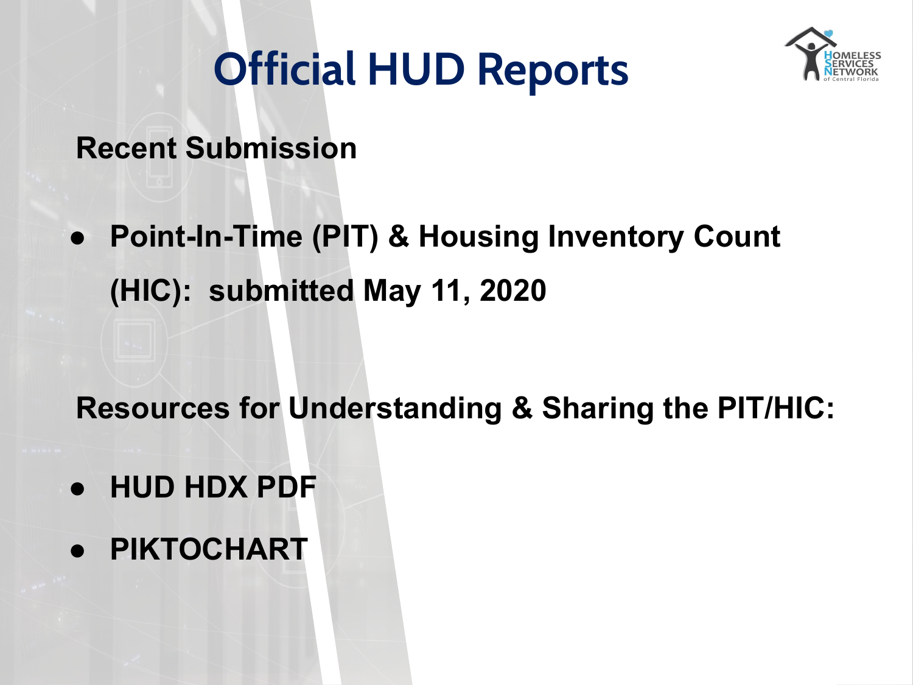# Official HUD Reports

**Recent Submission**

- **Point-In-Time (PIT) & Housing Inventory Count (HIC): submitted May 11, 2020**

**Resources for Understanding & Sharing the PIT/HIC:**

- **HUD HDX PDF**
- **PIKTOCHART**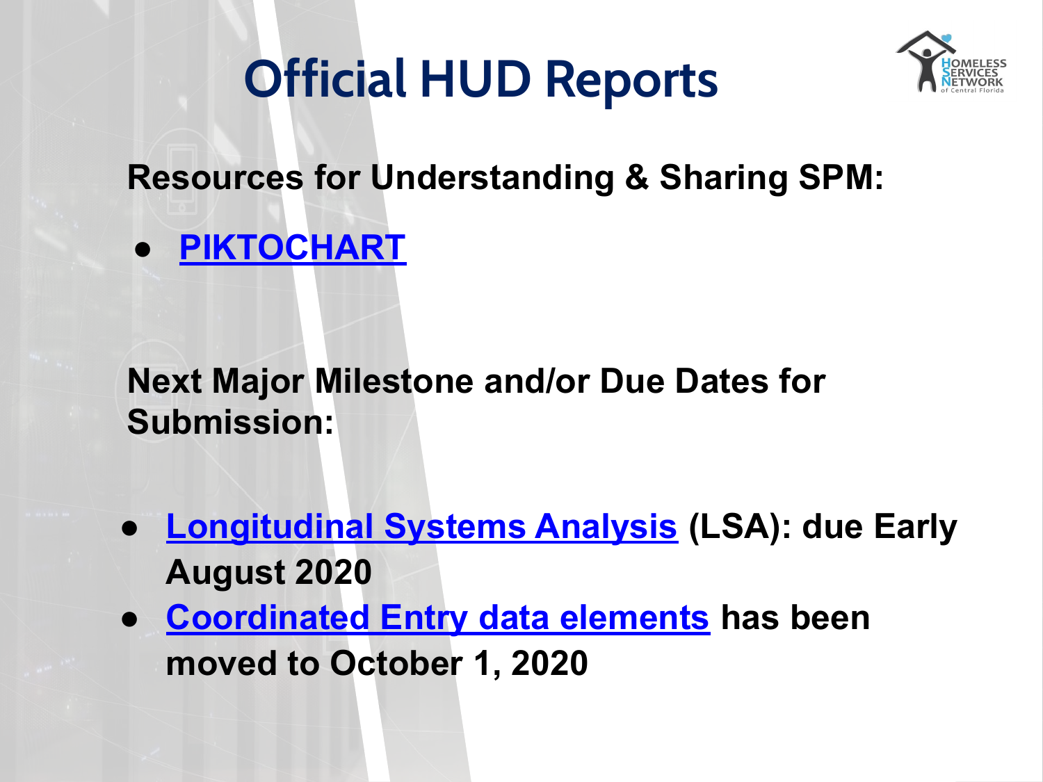# Official HUD Reports

**Resources for Understanding & Sharing SPM:**

- **PIKTOCHART**

**Next Major Milestone and/or Due Dates for Submission:**

- **Longitudinal Systems Analysis (LSA): due Early August 2020**
- **Coordinated Entry data elements has been moved to October 1, 2020**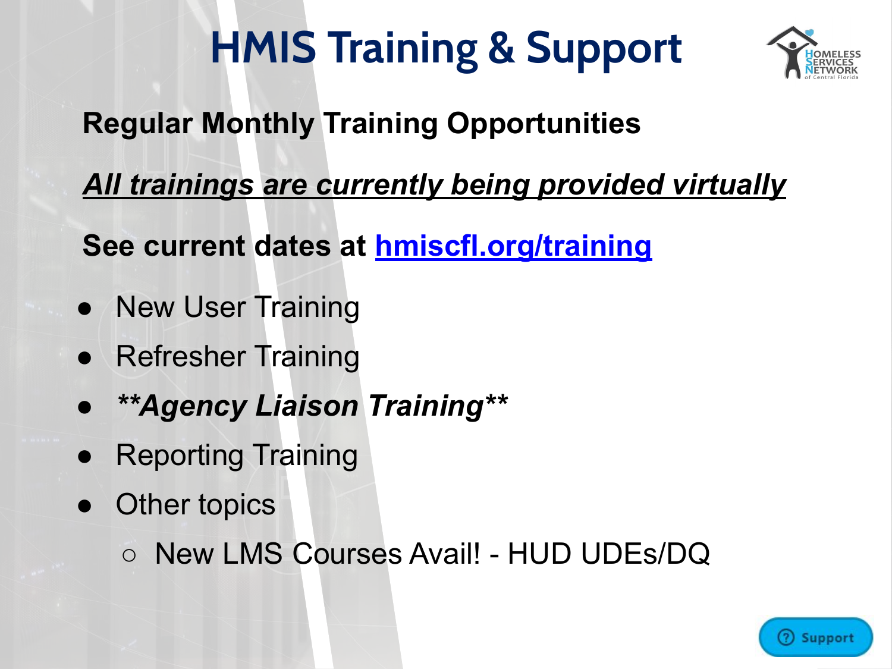# HMIS Training & Support

**Regular Monthly Training Opportunities**

***All trainings are currently being provided virtually***

**See current dates at [hmiscfl.org/training](hmiscfl.org/training)**

- New User Training
- Refresher Training
- ***\*\*Agency Liaison Training\*\****
- Reporting Training
- Other topics
  - New LMS Courses Avail! - HUD UDEs/DQ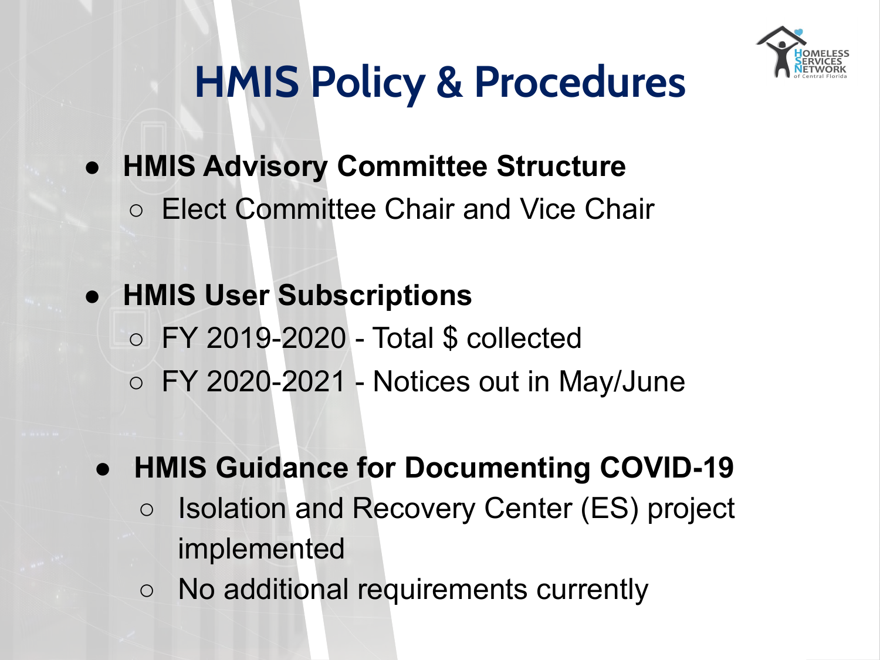# HMIS Policy & Procedures

- **HMIS Advisory Committee Structure**
  - Elect Committee Chair and Vice Chair
- **HMIS User Subscriptions**
  - FY 2019-2020 - Total $ collected
  - FY 2020-2021 - Notices out in May/June
- **HMIS Guidance for Documenting COVID-19**
  - Isolation and Recovery Center (ES) project implemented
  - No additional requirements currently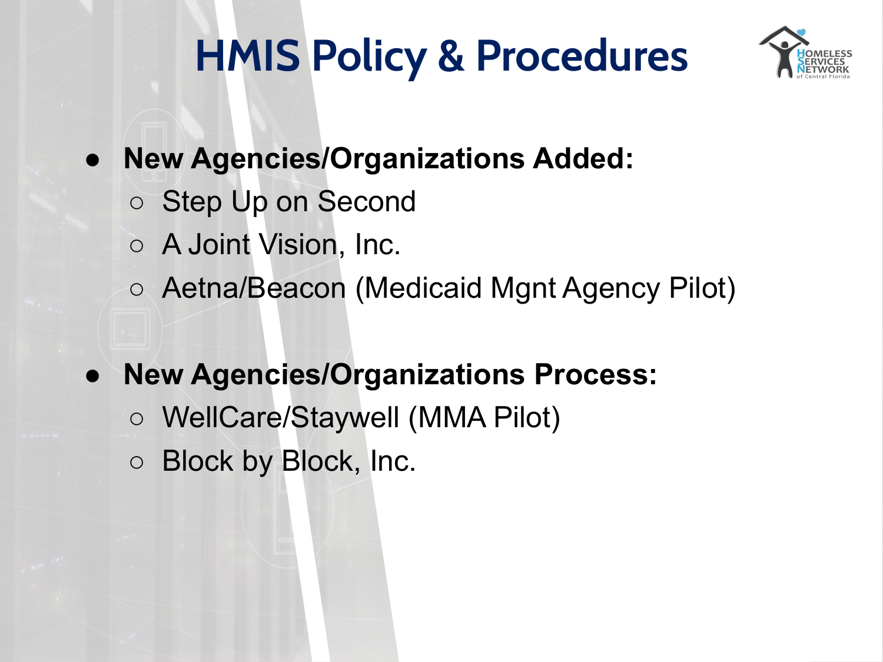# HMIS Policy & Procedures

- **New Agencies/Organizations Added:**
  - Step Up on Second
  - A Joint Vision, Inc.
  - Aetna/Beacon (Medicaid Mgnt Agency Pilot)

- **New Agencies/Organizations Process:**
  - WellCare/Staywell (MMA Pilot)
  - Block by Block, Inc.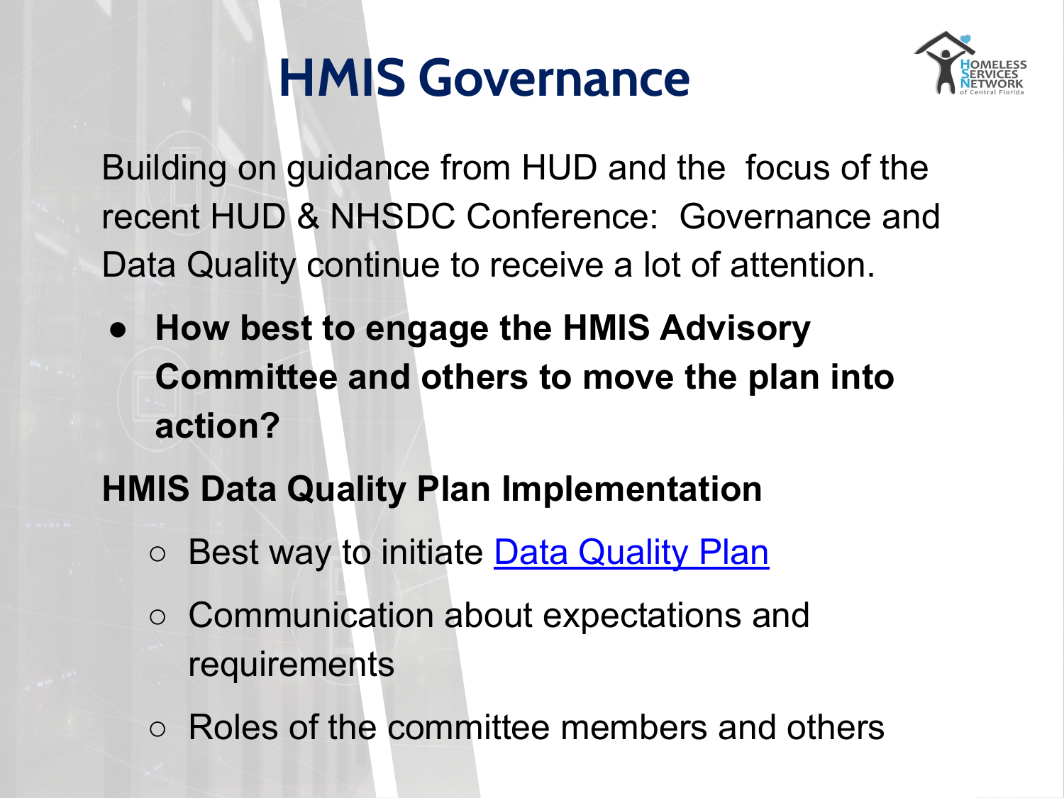# HMIS Governance

Building on guidance from HUD and the focus of the recent HUD & NHSDC Conference: Governance and Data Quality continue to receive a lot of attention.

- **How best to engage the HMIS Advisory Committee and others to move the plan into action?**

**HMIS Data Quality Plan Implementation**

- Best way to initiate Data Quality Plan
- Communication about expectations and requirements
- Roles of the committee members and others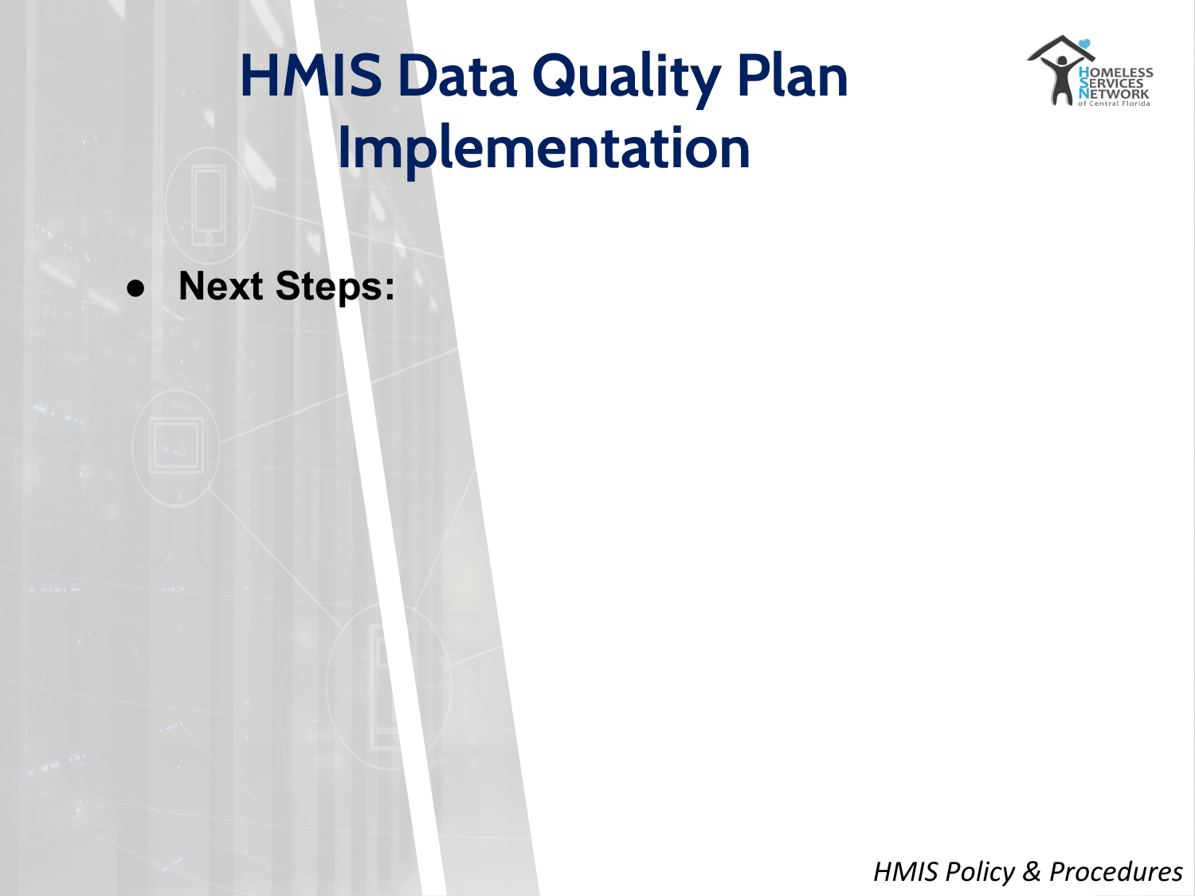# HMIS Data Quality Plan Implementation

- **Next Steps:**

*HMIS Policy & Procedures*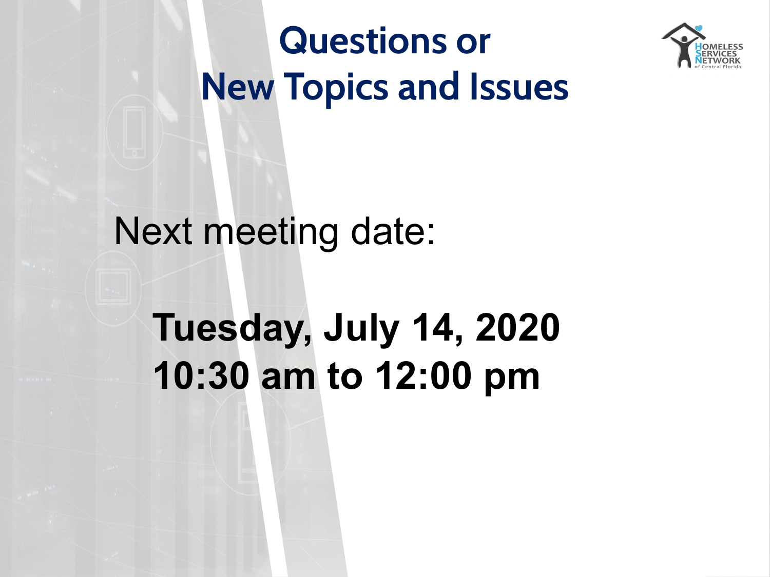# Questions or New Topics and Issues

Next meeting date:

**Tuesday, July 14, 2020**
**10:30 am to 12:00 pm**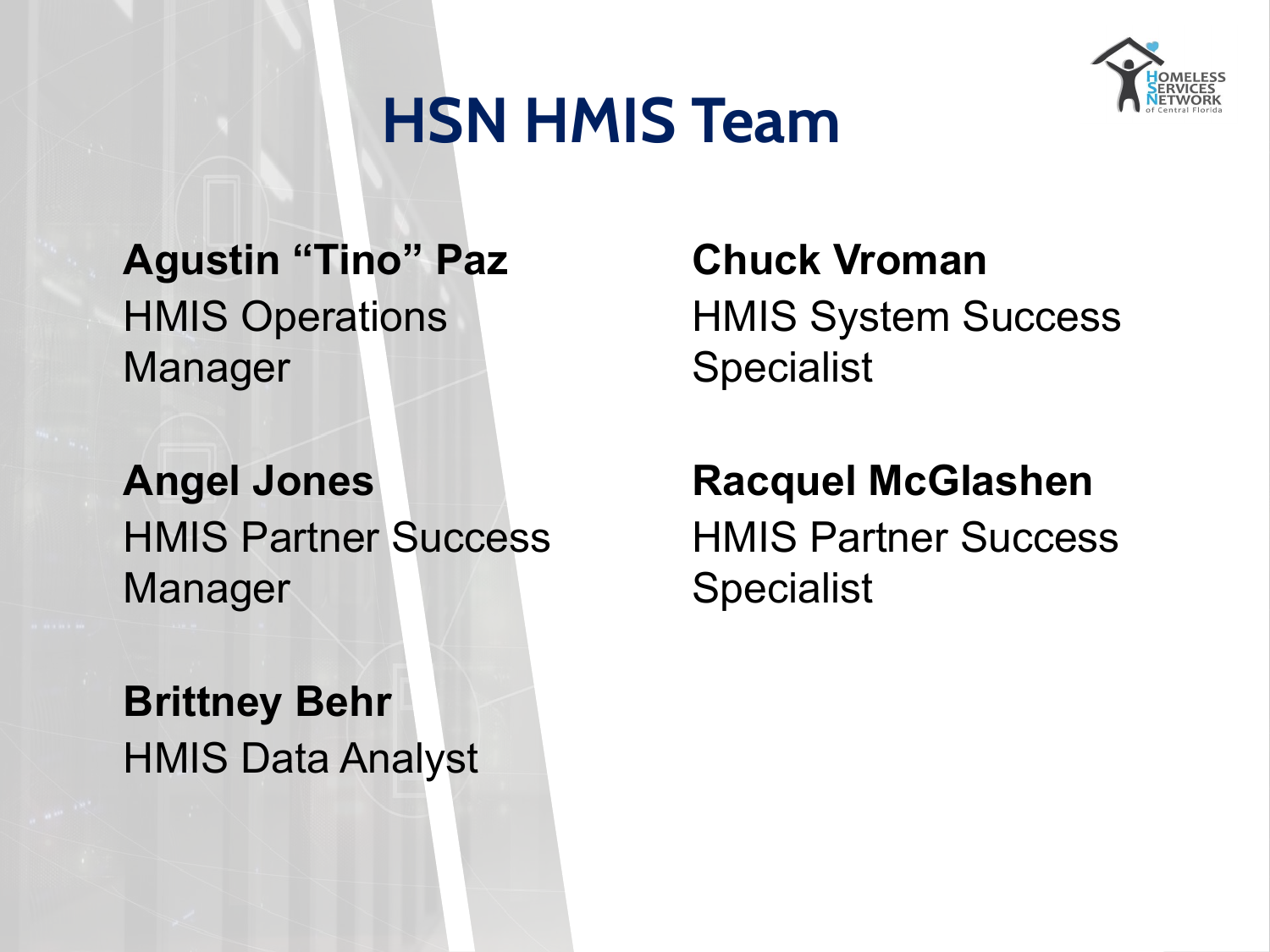# HSN HMIS Team

**Agustin "Tino" Paz**
HMIS Operations Manager

**Angel Jones**
HMIS Partner Success Manager

**Brittney Behr**
HMIS Data Analyst

**Chuck Vroman**
HMIS System Success Specialist

**Racquel McGlashen**
HMIS Partner Success Specialist